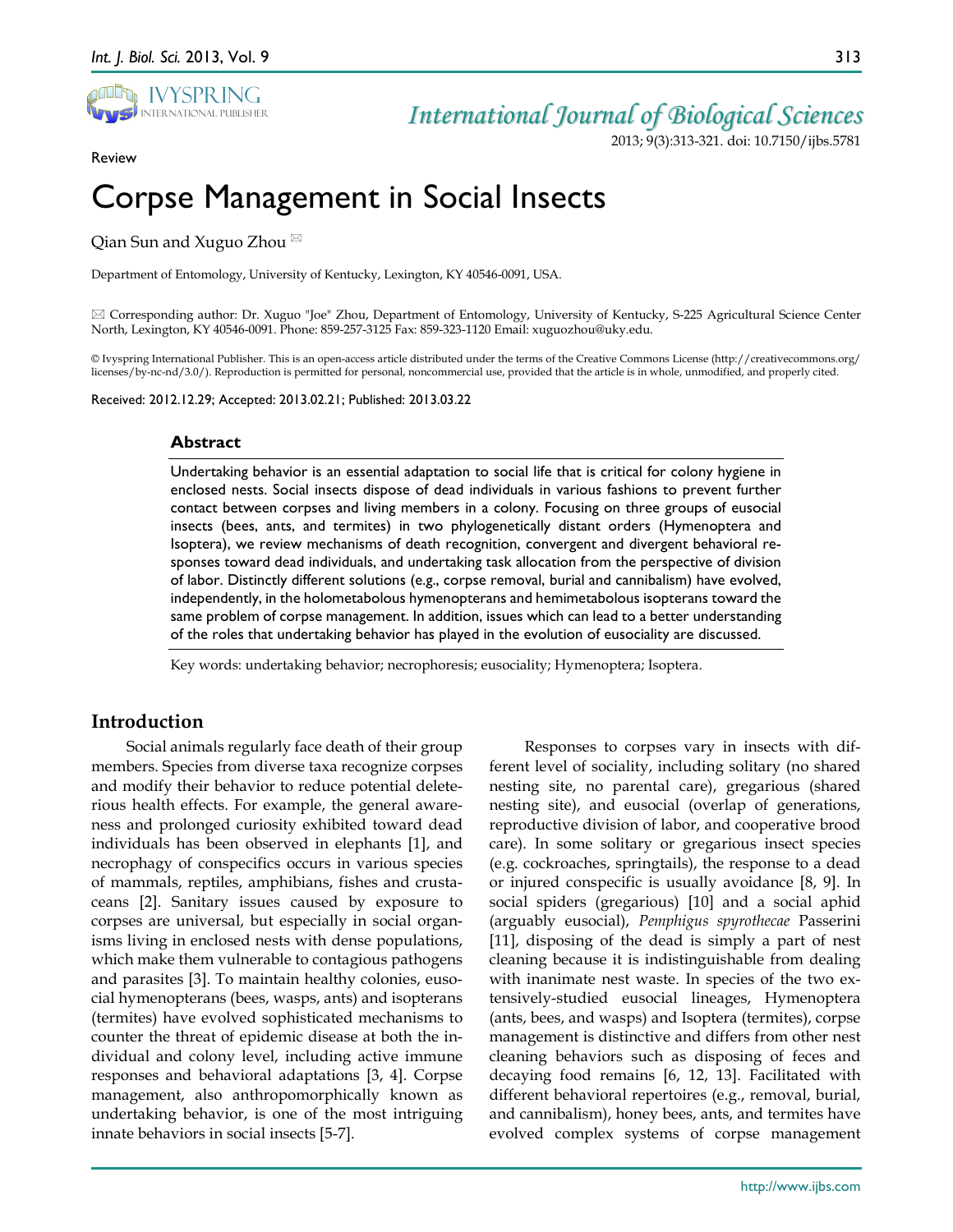Review

# Corpse Management in Social Insects

Qian Sun and Xuguo Zhou ✉

Department of Entomology, University of Kentucky, Lexington, KY 40546-0091, USA.

✉ Corresponding author: Dr. Xuguo "Joe" Zhou, Department of Entomology, University of Kentucky, S-225 Agricultural Science Center North, Lexington, KY 40546-0091. Phone: 859-257-3125 Fax: 859-323-1120 Email: xuguozhou@uky.edu.

© Ivyspring International Publisher. This is an open-access article distributed under the terms of the Creative Commons License (http://creativecommons.org/licenses/by-nc-nd/3.0/). Reproduction is permitted for personal, noncommercial use, provided that the article is in whole, unmodified, and properly cited.

Received: 2012.12.29; Accepted: 2013.02.21; Published: 2013.03.22

## Abstract

Undertaking behavior is an essential adaptation to social life that is critical for colony hygiene in enclosed nests. Social insects dispose of dead individuals in various fashions to prevent further contact between corpses and living members in a colony. Focusing on three groups of eusocial insects (bees, ants, and termites) in two phylogenetically distant orders (Hymenoptera and Isoptera), we review mechanisms of death recognition, convergent and divergent behavioral responses toward dead individuals, and undertaking task allocation from the perspective of division of labor. Distinctly different solutions (e.g., corpse removal, burial and cannibalism) have evolved, independently, in the holometabolous hymenopterans and hemimetabolous isopterans toward the same problem of corpse management. In addition, issues which can lead to a better understanding of the roles that undertaking behavior has played in the evolution of eusociality are discussed.

Key words: undertaking behavior; necrophoresis; eusociality; Hymenoptera; Isoptera.

## Introduction

Social animals regularly face death of their group members. Species from diverse taxa recognize corpses and modify their behavior to reduce potential deleterious health effects. For example, the general awareness and prolonged curiosity exhibited toward dead individuals has been observed in elephants [1], and necrophagy of conspecifics occurs in various species of mammals, reptiles, amphibians, fishes and crustaceans [2]. Sanitary issues caused by exposure to corpses are universal, but especially in social organisms living in enclosed nests with dense populations, which make them vulnerable to contagious pathogens and parasites [3]. To maintain healthy colonies, eusocial hymenopterans (bees, wasps, ants) and isopterans (termites) have evolved sophisticated mechanisms to counter the threat of epidemic disease at both the individual and colony level, including active immune responses and behavioral adaptations [3, 4]. Corpse management, also anthropomorphically known as undertaking behavior, is one of the most intriguing innate behaviors in social insects [5-7].

Responses to corpses vary in insects with different level of sociality, including solitary (no shared nesting site, no parental care), gregarious (shared nesting site), and eusocial (overlap of generations, reproductive division of labor, and cooperative brood care). In some solitary or gregarious insect species (e.g. cockroaches, springtails), the response to a dead or injured conspecific is usually avoidance [8, 9]. In social spiders (gregarious) [10] and a social aphid (arguably eusocial), *Pemphigus spyrothecae* Passerini [11], disposing of the dead is simply a part of nest cleaning because it is indistinguishable from dealing with inanimate nest waste. In species of the two extensively-studied eusocial lineages, Hymenoptera (ants, bees, and wasps) and Isoptera (termites), corpse management is distinctive and differs from other nest cleaning behaviors such as disposing of feces and decaying food remains [6, 12, 13]. Facilitated with different behavioral repertoires (e.g., removal, burial, and cannibalism), honey bees, ants, and termites have evolved complex systems of corpse management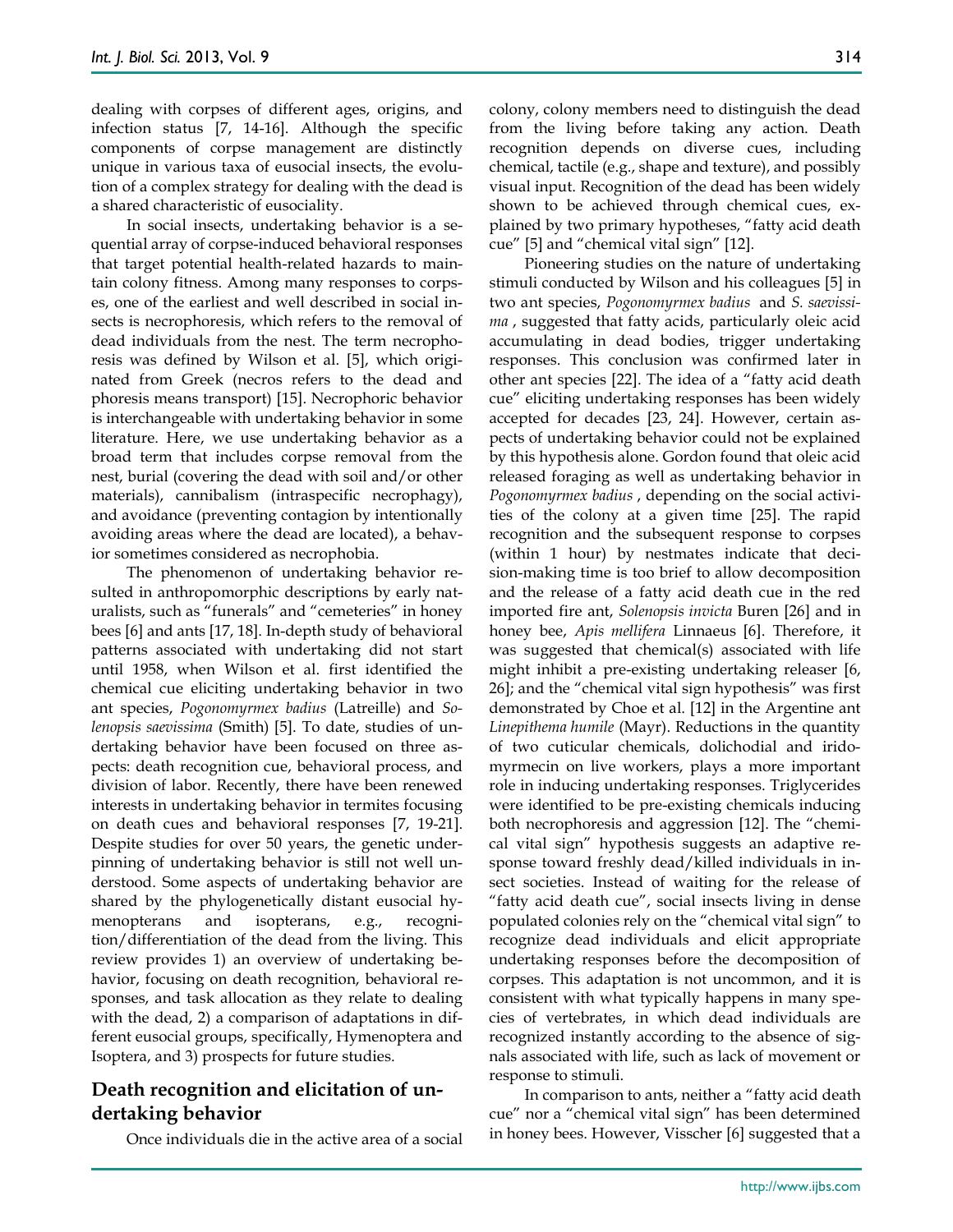dealing with corpses of different ages, origins, and infection status [7, 14-16]. Although the specific components of corpse management are distinctly unique in various taxa of eusocial insects, the evolution of a complex strategy for dealing with the dead is a shared characteristic of eusociality.

In social insects, undertaking behavior is a sequential array of corpse-induced behavioral responses that target potential health-related hazards to maintain colony fitness. Among many responses to corpses, one of the earliest and well described in social insects is necrophoresis, which refers to the removal of dead individuals from the nest. The term necrophoresis was defined by Wilson et al. [5], which originated from Greek (necros refers to the dead and phoresis means transport) [15]. Necrophoric behavior is interchangeable with undertaking behavior in some literature. Here, we use undertaking behavior as a broad term that includes corpse removal from the nest, burial (covering the dead with soil and/or other materials), cannibalism (intraspecific necrophagy), and avoidance (preventing contagion by intentionally avoiding areas where the dead are located), a behavior sometimes considered as necrophobia.

The phenomenon of undertaking behavior resulted in anthropomorphic descriptions by early naturalists, such as "funerals" and "cemeteries" in honey bees [6] and ants [17, 18]. In-depth study of behavioral patterns associated with undertaking did not start until 1958, when Wilson et al. first identified the chemical cue eliciting undertaking behavior in two ant species, *Pogonomyrmex badius* (Latreille) and *Solenopsis saevissima* (Smith) [5]. To date, studies of undertaking behavior have been focused on three aspects: death recognition cue, behavioral process, and division of labor. Recently, there have been renewed interests in undertaking behavior in termites focusing on death cues and behavioral responses [7, 19-21]. Despite studies for over 50 years, the genetic underpinning of undertaking behavior is still not well understood. Some aspects of undertaking behavior are shared by the phylogenetically distant eusocial hymenopterans and isopterans, e.g., recognition/differentiation of the dead from the living. This review provides 1) an overview of undertaking behavior, focusing on death recognition, behavioral responses, and task allocation as they relate to dealing with the dead, 2) a comparison of adaptations in different eusocial groups, specifically, Hymenoptera and Isoptera, and 3) prospects for future studies.

## Death recognition and elicitation of undertaking behavior

Once individuals die in the active area of a social colony, colony members need to distinguish the dead from the living before taking any action. Death recognition depends on diverse cues, including chemical, tactile (e.g., shape and texture), and possibly visual input. Recognition of the dead has been widely shown to be achieved through chemical cues, explained by two primary hypotheses, "fatty acid death cue" [5] and "chemical vital sign" [12].

Pioneering studies on the nature of undertaking stimuli conducted by Wilson and his colleagues [5] in two ant species, *Pogonomyrmex badius* and *S. saevissima*, suggested that fatty acids, particularly oleic acid accumulating in dead bodies, trigger undertaking responses. This conclusion was confirmed later in other ant species [22]. The idea of a "fatty acid death cue" eliciting undertaking responses has been widely accepted for decades [23, 24]. However, certain aspects of undertaking behavior could not be explained by this hypothesis alone. Gordon found that oleic acid released foraging as well as undertaking behavior in *Pogonomyrmex badius*, depending on the social activities of the colony at a given time [25]. The rapid recognition and the subsequent response to corpses (within 1 hour) by nestmates indicate that decision-making time is too brief to allow decomposition and the release of a fatty acid death cue in the red imported fire ant, *Solenopsis invicta* Buren [26] and in honey bee, *Apis mellifera* Linnaeus [6]. Therefore, it was suggested that chemical(s) associated with life might inhibit a pre-existing undertaking releaser [6, 26]; and the "chemical vital sign hypothesis" was first demonstrated by Choe et al. [12] in the Argentine ant *Linepithema humile* (Mayr). Reductions in the quantity of two cuticular chemicals, dolichodial and iridomyrmecin on live workers, plays a more important role in inducing undertaking responses. Triglycerides were identified to be pre-existing chemicals inducing both necrophoresis and aggression [12]. The "chemical vital sign" hypothesis suggests an adaptive response toward freshly dead/killed individuals in insect societies. Instead of waiting for the release of "fatty acid death cue", social insects living in dense populated colonies rely on the "chemical vital sign" to recognize dead individuals and elicit appropriate undertaking responses before the decomposition of corpses. This adaptation is not uncommon, and it is consistent with what typically happens in many species of vertebrates, in which dead individuals are recognized instantly according to the absence of signals associated with life, such as lack of movement or response to stimuli.

In comparison to ants, neither a "fatty acid death cue" nor a "chemical vital sign" has been determined in honey bees. However, Visscher [6] suggested that a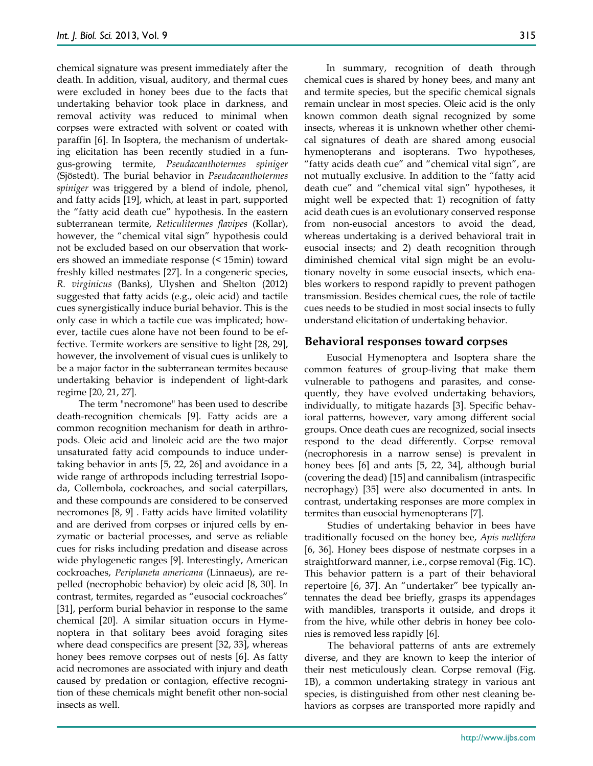chemical signature was present immediately after the death. In addition, visual, auditory, and thermal cues were excluded in honey bees due to the facts that undertaking behavior took place in darkness, and removal activity was reduced to minimal when corpses were extracted with solvent or coated with paraffin [6]. In Isoptera, the mechanism of undertaking elicitation has been recently studied in a fungus-growing termite, *Pseudacanthotermes spiniger* (Sjöstedt). The burial behavior in *Pseudacanthotermes spiniger* was triggered by a blend of indole, phenol, and fatty acids [19], which, at least in part, supported the "fatty acid death cue" hypothesis. In the eastern subterranean termite, *Reticulitermes flavipes* (Kollar), however, the "chemical vital sign" hypothesis could not be excluded based on our observation that workers showed an immediate response (< 15min) toward freshly killed nestmates [27]. In a congeneric species, *R. virginicus* (Banks), Ulyshen and Shelton (2012) suggested that fatty acids (e.g., oleic acid) and tactile cues synergistically induce burial behavior. This is the only case in which a tactile cue was implicated; however, tactile cues alone have not been found to be effective. Termite workers are sensitive to light [28, 29], however, the involvement of visual cues is unlikely to be a major factor in the subterranean termites because undertaking behavior is independent of light-dark regime [20, 21, 27].

The term "necromone" has been used to describe death-recognition chemicals [9]. Fatty acids are a common recognition mechanism for death in arthropods. Oleic acid and linoleic acid are the two major unsaturated fatty acid compounds to induce undertaking behavior in ants [5, 22, 26] and avoidance in a wide range of arthropods including terrestrial Isopoda, Collembola, cockroaches, and social caterpillars, and these compounds are considered to be conserved necromones [8, 9] . Fatty acids have limited volatility and are derived from corpses or injured cells by enzymatic or bacterial processes, and serve as reliable cues for risks including predation and disease across wide phylogenetic ranges [9]. Interestingly, American cockroaches, *Periplaneta americana* (Linnaeus), are repelled (necrophobic behavior) by oleic acid [8, 30]. In contrast, termites, regarded as "eusocial cockroaches" [31], perform burial behavior in response to the same chemical [20]. A similar situation occurs in Hymenoptera in that solitary bees avoid foraging sites where dead conspecifics are present [32, 33], whereas honey bees remove corpses out of nests [6]. As fatty acid necromones are associated with injury and death caused by predation or contagion, effective recognition of these chemicals might benefit other non-social insects as well.

In summary, recognition of death through chemical cues is shared by honey bees, and many ant and termite species, but the specific chemical signals remain unclear in most species. Oleic acid is the only known common death signal recognized by some insects, whereas it is unknown whether other chemical signatures of death are shared among eusocial hymenopterans and isopterans. Two hypotheses, "fatty acids death cue" and "chemical vital sign", are not mutually exclusive. In addition to the "fatty acid death cue" and "chemical vital sign" hypotheses, it might well be expected that: 1) recognition of fatty acid death cues is an evolutionary conserved response from non-eusocial ancestors to avoid the dead, whereas undertaking is a derived behavioral trait in eusocial insects; and 2) death recognition through diminished chemical vital sign might be an evolutionary novelty in some eusocial insects, which enables workers to respond rapidly to prevent pathogen transmission. Besides chemical cues, the role of tactile cues needs to be studied in most social insects to fully understand elicitation of undertaking behavior.

## Behavioral responses toward corpses

Eusocial Hymenoptera and Isoptera share the common features of group-living that make them vulnerable to pathogens and parasites, and consequently, they have evolved undertaking behaviors, individually, to mitigate hazards [3]. Specific behavioral patterns, however, vary among different social groups. Once death cues are recognized, social insects respond to the dead differently. Corpse removal (necrophoresis in a narrow sense) is prevalent in honey bees [6] and ants [5, 22, 34], although burial (covering the dead) [15] and cannibalism (intraspecific necrophagy) [35] were also documented in ants. In contrast, undertaking responses are more complex in termites than eusocial hymenopterans [7].

Studies of undertaking behavior in bees have traditionally focused on the honey bee, *Apis mellifera* [6, 36]. Honey bees dispose of nestmate corpses in a straightforward manner, i.e., corpse removal (Fig. 1C). This behavior pattern is a part of their behavioral repertoire [6, 37]. An "undertaker" bee typically antennates the dead bee briefly, grasps its appendages with mandibles, transports it outside, and drops it from the hive, while other debris in honey bee colonies is removed less rapidly [6].

The behavioral patterns of ants are extremely diverse, and they are known to keep the interior of their nest meticulously clean. Corpse removal (Fig. 1B), a common undertaking strategy in various ant species, is distinguished from other nest cleaning behaviors as corpses are transported more rapidly and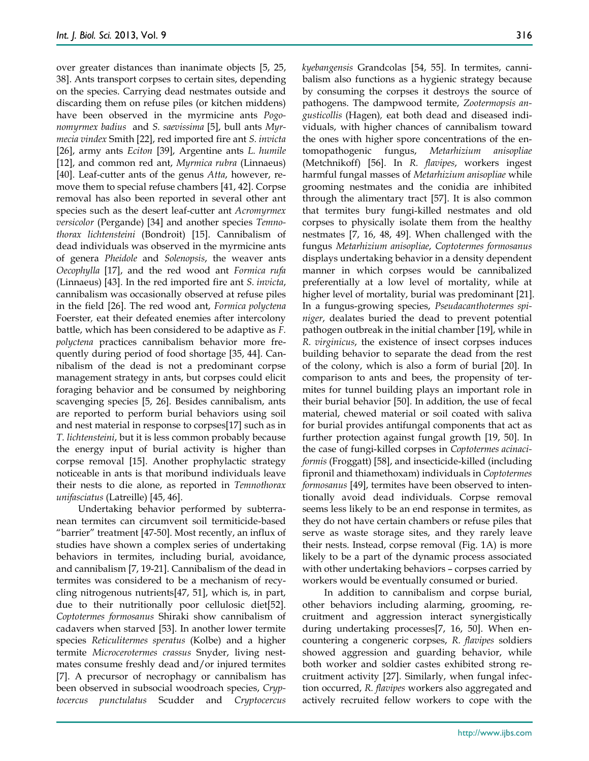over greater distances than inanimate objects [5, 25, 38]. Ants transport corpses to certain sites, depending on the species. Carrying dead nestmates outside and discarding them on refuse piles (or kitchen middens) have been observed in the myrmicine ants *Pogonomyrmex badius* and *S. saevissima* [5], bull ants *Myrmecia vindex* Smith [22], red imported fire ant *S. invicta* [26], army ants *Eciton* [39], Argentine ants *L. humile* [12], and common red ant, *Myrmica rubra* (Linnaeus) [40]. Leaf-cutter ants of the genus *Atta*, however, remove them to special refuse chambers [41, 42]. Corpse removal has also been reported in several other ant species such as the desert leaf-cutter ant *Acromyrmex versicolor* (Pergande) [34] and another species *Temnothorax lichtensteini* (Bondroit) [15]. Cannibalism of dead individuals was observed in the myrmicine ants of genera *Pheidole* and *Solenopsis*, the weaver ants *Oecophylla* [17], and the red wood ant *Formica rufa* (Linnaeus) [43]. In the red imported fire ant *S. invicta*, cannibalism was occasionally observed at refuse piles in the field [26]. The red wood ant, *Formica polyctena* Foerster, eat their defeated enemies after intercolony battle, which has been considered to be adaptive as *F. polyctena* practices cannibalism behavior more frequently during period of food shortage [35, 44]. Cannibalism of the dead is not a predominant corpse management strategy in ants, but corpses could elicit foraging behavior and be consumed by neighboring scavenging species [5, 26]. Besides cannibalism, ants are reported to perform burial behaviors using soil and nest material in response to corpses[17] such as in *T. lichtensteini*, but it is less common probably because the energy input of burial activity is higher than corpse removal [15]. Another prophylactic strategy noticeable in ants is that moribund individuals leave their nests to die alone, as reported in *Temnothorax unifasciatus* (Latreille) [45, 46].

Undertaking behavior performed by subterranean termites can circumvent soil termiticide-based "barrier" treatment [47-50]. Most recently, an influx of studies have shown a complex series of undertaking behaviors in termites, including burial, avoidance, and cannibalism [7, 19-21]. Cannibalism of the dead in termites was considered to be a mechanism of recycling nitrogenous nutrients[47, 51], which is, in part, due to their nutritionally poor cellulosic diet[52]. *Coptotermes formosanus* Shiraki show cannibalism of cadavers when starved [53]. In another lower termite species *Reticulitermes speratus* (Kolbe) and a higher termite *Microcerotermes crassus* Snyder, living nestmates consume freshly dead and/or injured termites [7]. A precursor of necrophagy or cannibalism has been observed in subsocial woodroach species, *Cryptocercus punctulatus* Scudder and *Cryptocercus kyebangensis* Grandcolas [54, 55]. In termites, cannibalism also functions as a hygienic strategy because by consuming the corpses it destroys the source of pathogens. The dampwood termite, *Zootermopsis angusticollis* (Hagen), eat both dead and diseased individuals, with higher chances of cannibalism toward the ones with higher spore concentrations of the entomopathogenic fungus, *Metarhizium anisopliae* (Metchnikoff) [56]. In *R. flavipes*, workers ingest harmful fungal masses of *Metarhizium anisopliae* while grooming nestmates and the conidia are inhibited through the alimentary tract [57]. It is also common that termites bury fungi-killed nestmates and old corpses to physically isolate them from the healthy nestmates [7, 16, 48, 49]. When challenged with the fungus *Metarhizium anisopliae*, *Coptotermes formosanus* displays undertaking behavior in a density dependent manner in which corpses would be cannibalized preferentially at a low level of mortality, while at higher level of mortality, burial was predominant [21]. In a fungus-growing species, *Pseudacanthotermes spiniger*, dealates buried the dead to prevent potential pathogen outbreak in the initial chamber [19], while in *R. virginicus*, the existence of insect corpses induces building behavior to separate the dead from the rest of the colony, which is also a form of burial [20]. In comparison to ants and bees, the propensity of termites for tunnel building plays an important role in their burial behavior [50]. In addition, the use of fecal material, chewed material or soil coated with saliva for burial provides antifungal components that act as further protection against fungal growth [19, 50]. In the case of fungi-killed corpses in *Coptotermes acinaciformis* (Froggatt) [58], and insecticide-killed (including fipronil and thiamethoxam) individuals in *Coptotermes formosanus* [49], termites have been observed to intentionally avoid dead individuals. Corpse removal seems less likely to be an end response in termites, as they do not have certain chambers or refuse piles that serve as waste storage sites, and they rarely leave their nests. Instead, corpse removal (Fig. 1A) is more likely to be a part of the dynamic process associated with other undertaking behaviors – corpses carried by workers would be eventually consumed or buried.

In addition to cannibalism and corpse burial, other behaviors including alarming, grooming, recruitment and aggression interact synergistically during undertaking processes[7, 16, 50]. When encountering a congeneric corpses, *R. flavipes* soldiers showed aggression and guarding behavior, while both worker and soldier castes exhibited strong recruitment activity [27]. Similarly, when fungal infection occurred, *R. flavipes* workers also aggregated and actively recruited fellow workers to cope with the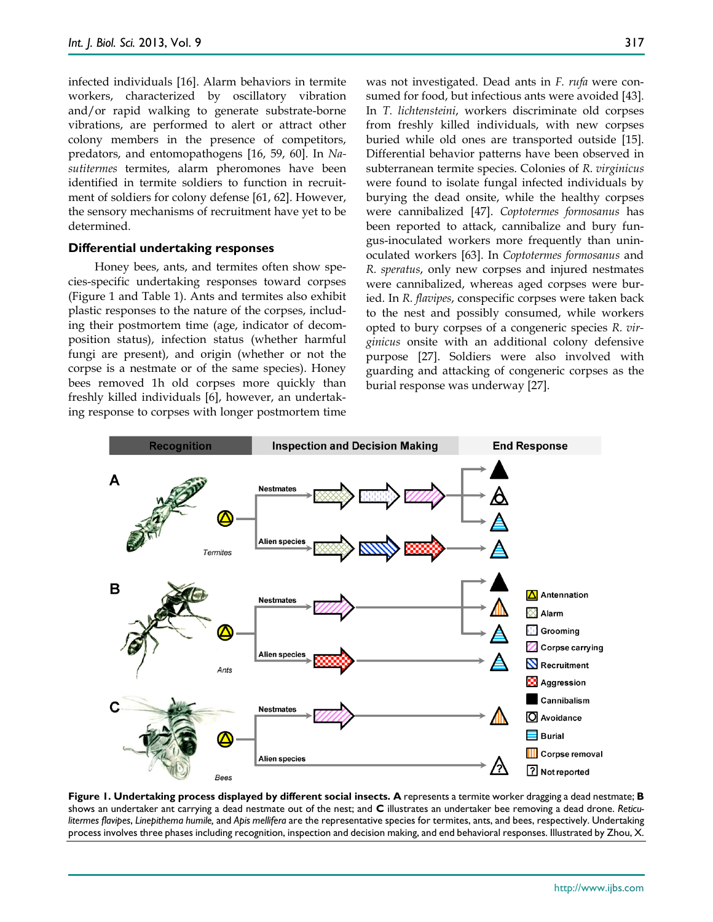infected individuals [16]. Alarm behaviors in termite workers, characterized by oscillatory vibration and/or rapid walking to generate substrate-borne vibrations, are performed to alert or attract other colony members in the presence of competitors, predators, and entomopathogens [16, 59, 60]. In *Nasutitermes* termites, alarm pheromones have been identified in termite soldiers to function in recruitment of soldiers for colony defense [61, 62]. However, the sensory mechanisms of recruitment have yet to be determined.

### Differential undertaking responses

Honey bees, ants, and termites often show species-specific undertaking responses toward corpses (Figure 1 and Table 1). Ants and termites also exhibit plastic responses to the nature of the corpses, including their postmortem time (age, indicator of decomposition status), infection status (whether harmful fungi are present), and origin (whether or not the corpse is a nestmate or of the same species). Honey bees removed 1h old corpses more quickly than freshly killed individuals [6], however, an undertaking response to corpses with longer postmortem time was not investigated. Dead ants in *F. rufa* were consumed for food, but infectious ants were avoided [43]. In *T. lichtensteini*, workers discriminate old corpses from freshly killed individuals, with new corpses buried while old ones are transported outside [15]. Differential behavior patterns have been observed in subterranean termite species. Colonies of *R. virginicus* were found to isolate fungal infected individuals by burying the dead onsite, while the healthy corpses were cannibalized [47]. *Coptotermes formosanus* has been reported to attack, cannibalize and bury fungus-inoculated workers more frequently than uninoculated workers [63]. In *Coptotermes formosanus* and *R. speratus*, only new corpses and injured nestmates were cannibalized, whereas aged corpses were buried. In *R. flavipes*, conspecific corpses were taken back to the nest and possibly consumed, while workers opted to bury corpses of a congeneric species *R. virginicus* onsite with an additional colony defensive purpose [27]. Soldiers were also involved with guarding and attacking of congeneric corpses as the burial response was underway [27].

**Figure 1. Undertaking process displayed by different social insects. A** represents a termite worker dragging a dead nestmate; **B** shows an undertaker ant carrying a dead nestmate out of the nest; and **C** illustrates an undertaker bee removing a dead drone. *Reticulitermes flavipes*, *Linepithema humile*, and *Apis mellifera* are the representative species for termites, ants, and bees, respectively. Undertaking process involves three phases including recognition, inspection and decision making, and end behavioral responses. Illustrated by Zhou, X.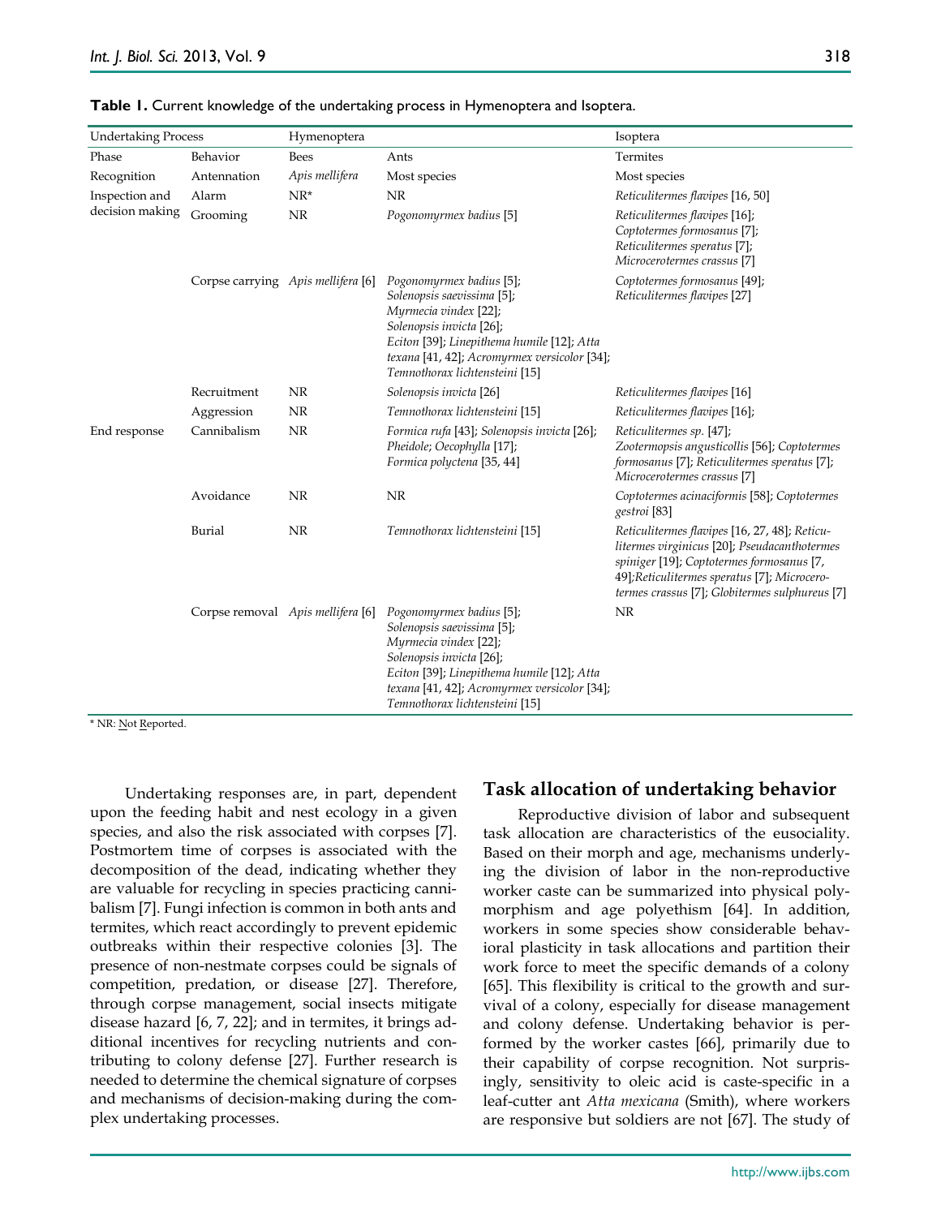**Table 1.** Current knowledge of the undertaking process in Hymenoptera and Isoptera.

| Undertaking Process | | Hymenoptera | | Isoptera |
|---|---|---|---|---|
| Phase | Behavior | Bees | Ants | Termites |
| Recognition | Antennation | *Apis mellifera* | Most species | Most species |
| Inspection and decision making | Alarm | NR* | NR | *Reticulitermes flavipes* [16, 50] |
| | Grooming | NR | *Pogonomyrmex badius* [5] | *Reticulitermes flavipes* [16]; *Coptotermes formosanus* [7]; *Reticulitermes speratus* [7]; *Microcerotermes crassus* [7] |
| | Corpse carrying | *Apis mellifera* [6] | *Pogonomyrmex badius* [5]; *Solenopsis saevissima* [5]; *Myrmecia vindex* [22]; *Solenopsis invicta* [26]; *Eciton* [39]; *Linepithema humile* [12]; *Atta texana* [41, 42]; *Acromyrmex versicolor* [34]; *Temnothorax lichtensteini* [15] | *Coptotermes formosanus* [49]; *Reticulitermes flavipes* [27] |
| | Recruitment | NR | *Solenopsis invicta* [26] | *Reticulitermes flavipes* [16] |
| | Aggression | NR | *Temnothorax lichtensteini* [15] | *Reticulitermes flavipes* [16]; |
| End response | Cannibalism | NR | *Formica rufa* [43]; *Solenopsis invicta* [26]; *Pheidole*; *Oecophylla* [17]; *Formica polyctena* [35, 44] | *Reticulitermes sp.* [47]; *Zootermopsis angusticollis* [56]; *Coptotermes formosanus* [7]; *Reticulitermes speratus* [7]; *Microcerotermes crassus* [7] |
| | Avoidance | NR | NR | *Coptotermes acinaciformis* [58]; *Coptotermes gestroi* [83] |
| | Burial | NR | *Temnothorax lichtensteini* [15] | *Reticulitermes flavipes* [16, 27, 48]; *Reticulitermes virginicus* [20]; *Pseudacanthotermes spiniger* [19]; *Coptotermes formosanus* [7, 49]; *Reticulitermes speratus* [7]; *Microcerotermes crassus* [7]; *Globitermes sulphureus* [7] |
| | Corpse removal | *Apis mellifera* [6] | *Pogonomyrmex badius* [5]; *Solenopsis saevissima* [5]; *Myrmecia vindex* [22]; *Solenopsis invicta* [26]; *Eciton* [39]; *Linepithema humile* [12]; *Atta texana* [41, 42]; *Acromyrmex versicolor* [34]; *Temnothorax lichtensteini* [15] | NR |

* NR: Not Reported.

Undertaking responses are, in part, dependent upon the feeding habit and nest ecology in a given species, and also the risk associated with corpses [7]. Postmortem time of corpses is associated with the decomposition of the dead, indicating whether they are valuable for recycling in species practicing cannibalism [7]. Fungi infection is common in both ants and termites, which react accordingly to prevent epidemic outbreaks within their respective colonies [3]. The presence of non-nestmate corpses could be signals of competition, predation, or disease [27]. Therefore, through corpse management, social insects mitigate disease hazard [6, 7, 22]; and in termites, it brings additional incentives for recycling nutrients and contributing to colony defense [27]. Further research is needed to determine the chemical signature of corpses and mechanisms of decision-making during the complex undertaking processes.

## Task allocation of undertaking behavior

Reproductive division of labor and subsequent task allocation are characteristics of the eusociality. Based on their morph and age, mechanisms underlying the division of labor in the non-reproductive worker caste can be summarized into physical polymorphism and age polyethism [64]. In addition, workers in some species show considerable behavioral plasticity in task allocations and partition their work force to meet the specific demands of a colony [65]. This flexibility is critical to the growth and survival of a colony, especially for disease management and colony defense. Undertaking behavior is performed by the worker castes [66], primarily due to their capability of corpse recognition. Not surprisingly, sensitivity to oleic acid is caste-specific in a leaf-cutter ant *Atta mexicana* (Smith), where workers are responsive but soldiers are not [67]. The study of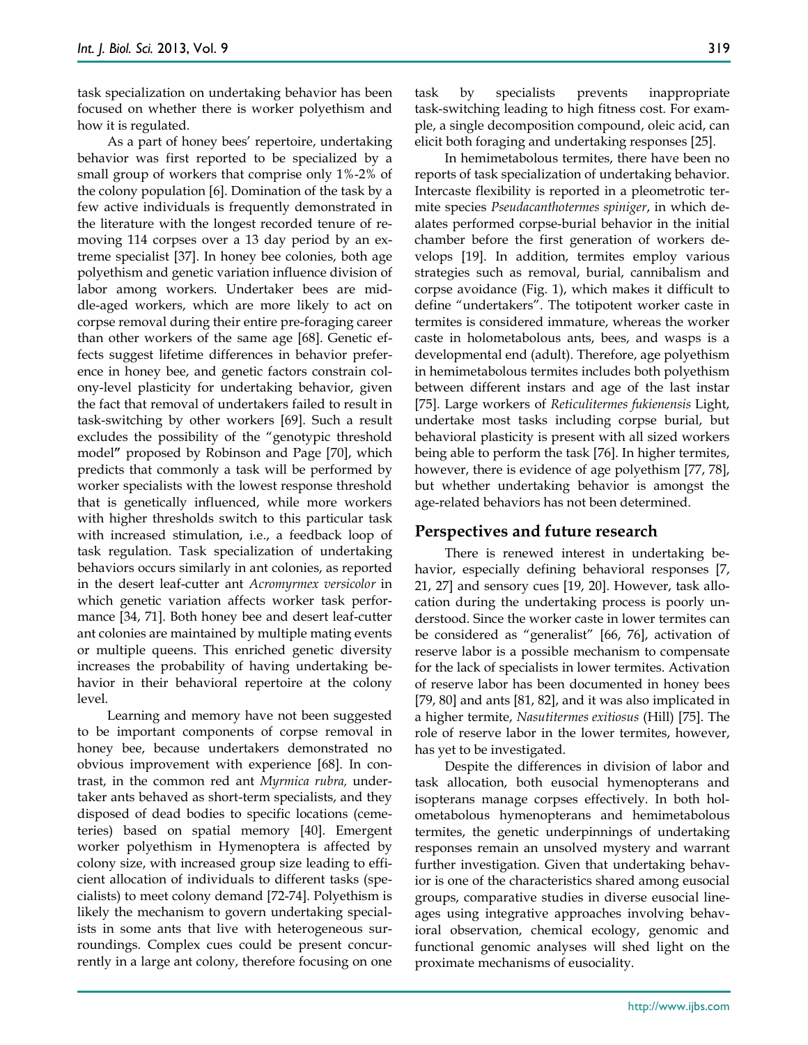task specialization on undertaking behavior has been focused on whether there is worker polyethism and how it is regulated.

As a part of honey bees' repertoire, undertaking behavior was first reported to be specialized by a small group of workers that comprise only 1%-2% of the colony population [6]. Domination of the task by a few active individuals is frequently demonstrated in the literature with the longest recorded tenure of removing 114 corpses over a 13 day period by an extreme specialist [37]. In honey bee colonies, both age polyethism and genetic variation influence division of labor among workers. Undertaker bees are middle-aged workers, which are more likely to act on corpse removal during their entire pre-foraging career than other workers of the same age [68]. Genetic effects suggest lifetime differences in behavior preference in honey bee, and genetic factors constrain colony-level plasticity for undertaking behavior, given the fact that removal of undertakers failed to result in task-switching by other workers [69]. Such a result excludes the possibility of the "genotypic threshold model" proposed by Robinson and Page [70], which predicts that commonly a task will be performed by worker specialists with the lowest response threshold that is genetically influenced, while more workers with higher thresholds switch to this particular task with increased stimulation, i.e., a feedback loop of task regulation. Task specialization of undertaking behaviors occurs similarly in ant colonies, as reported in the desert leaf-cutter ant *Acromyrmex versicolor* in which genetic variation affects worker task performance [34, 71]. Both honey bee and desert leaf-cutter ant colonies are maintained by multiple mating events or multiple queens. This enriched genetic diversity increases the probability of having undertaking behavior in their behavioral repertoire at the colony level.

Learning and memory have not been suggested to be important components of corpse removal in honey bee, because undertakers demonstrated no obvious improvement with experience [68]. In contrast, in the common red ant *Myrmica rubra,* undertaker ants behaved as short-term specialists, and they disposed of dead bodies to specific locations (cemeteries) based on spatial memory [40]. Emergent worker polyethism in Hymenoptera is affected by colony size, with increased group size leading to efficient allocation of individuals to different tasks (specialists) to meet colony demand [72-74]. Polyethism is likely the mechanism to govern undertaking specialists in some ants that live with heterogeneous surroundings. Complex cues could be present concurrently in a large ant colony, therefore focusing on one task by specialists prevents inappropriate task-switching leading to high fitness cost. For example, a single decomposition compound, oleic acid, can elicit both foraging and undertaking responses [25].

In hemimetabolous termites, there have been no reports of task specialization of undertaking behavior. Intercaste flexibility is reported in a pleometrotic termite species *Pseudacanthotermes spiniger*, in which dealates performed corpse-burial behavior in the initial chamber before the first generation of workers develops [19]. In addition, termites employ various strategies such as removal, burial, cannibalism and corpse avoidance (Fig. 1), which makes it difficult to define "undertakers". The totipotent worker caste in termites is considered immature, whereas the worker caste in holometabolous ants, bees, and wasps is a developmental end (adult). Therefore, age polyethism in hemimetabolous termites includes both polyethism between different instars and age of the last instar [75]. Large workers of *Reticulitermes fukienensis* Light, undertake most tasks including corpse burial, but behavioral plasticity is present with all sized workers being able to perform the task [76]. In higher termites, however, there is evidence of age polyethism [77, 78], but whether undertaking behavior is amongst the age-related behaviors has not been determined.

## Perspectives and future research

There is renewed interest in undertaking behavior, especially defining behavioral responses [7, 21, 27] and sensory cues [19, 20]. However, task allocation during the undertaking process is poorly understood. Since the worker caste in lower termites can be considered as "generalist" [66, 76], activation of reserve labor is a possible mechanism to compensate for the lack of specialists in lower termites. Activation of reserve labor has been documented in honey bees [79, 80] and ants [81, 82], and it was also implicated in a higher termite, *Nasutitermes exitiosus* (Hill) [75]. The role of reserve labor in the lower termites, however, has yet to be investigated.

Despite the differences in division of labor and task allocation, both eusocial hymenopterans and isopterans manage corpses effectively. In both holometabolous hymenopterans and hemimetabolous termites, the genetic underpinnings of undertaking responses remain an unsolved mystery and warrant further investigation. Given that undertaking behavior is one of the characteristics shared among eusocial groups, comparative studies in diverse eusocial lineages using integrative approaches involving behavioral observation, chemical ecology, genomic and functional genomic analyses will shed light on the proximate mechanisms of eusociality.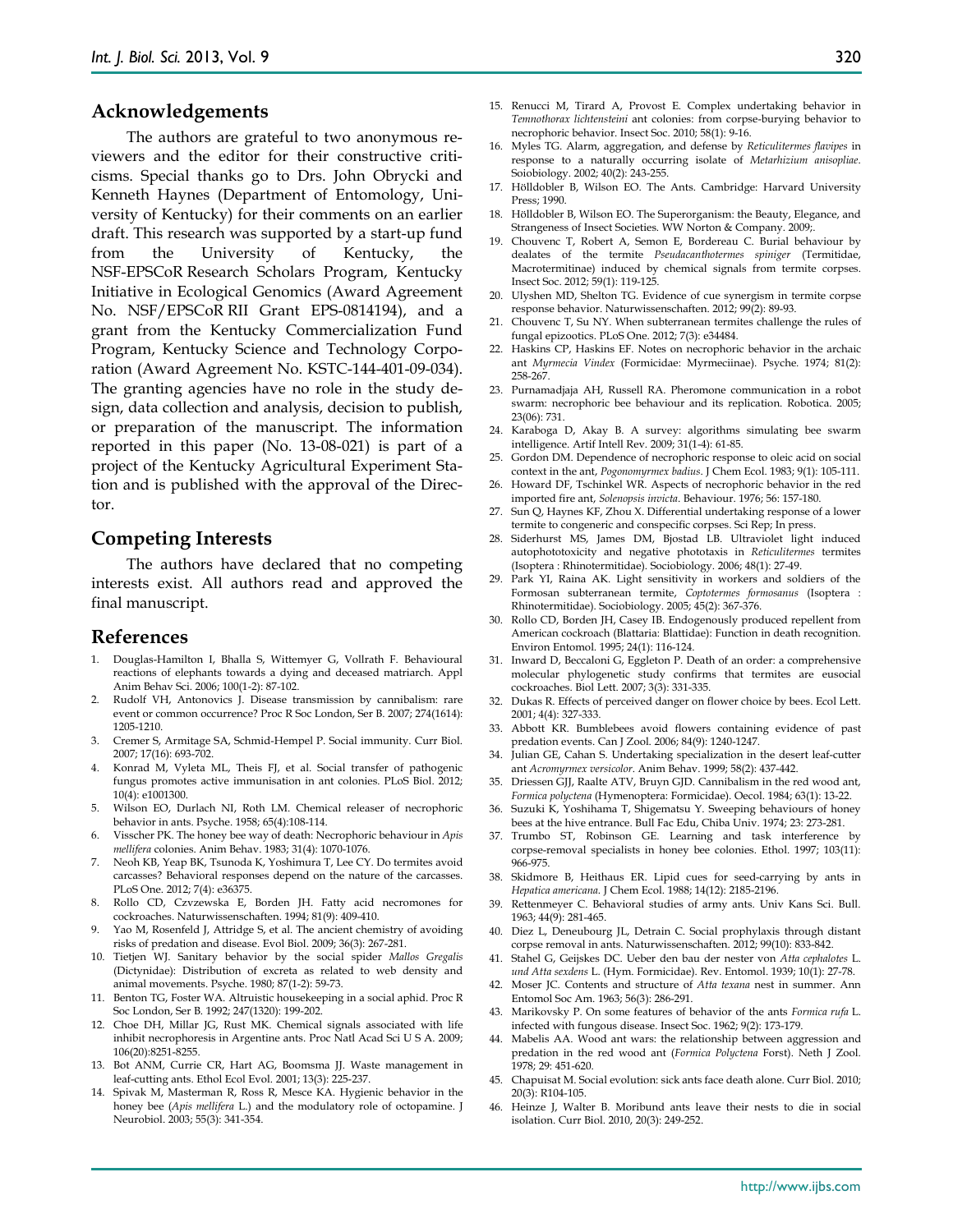## Acknowledgements

The authors are grateful to two anonymous reviewers and the editor for their constructive criticisms. Special thanks go to Drs. John Obrycki and Kenneth Haynes (Department of Entomology, University of Kentucky) for their comments on an earlier draft. This research was supported by a start-up fund from the University of Kentucky, the NSF-EPSCoR Research Scholars Program, Kentucky Initiative in Ecological Genomics (Award Agreement No. NSF/EPSCoR RII Grant EPS-0814194), and a grant from the Kentucky Commercialization Fund Program, Kentucky Science and Technology Corporation (Award Agreement No. KSTC-144-401-09-034). The granting agencies have no role in the study design, data collection and analysis, decision to publish, or preparation of the manuscript. The information reported in this paper (No. 13-08-021) is part of a project of the Kentucky Agricultural Experiment Station and is published with the approval of the Director.

## Competing Interests

The authors have declared that no competing interests exist. All authors read and approved the final manuscript.

## References

1. Douglas-Hamilton I, Bhalla S, Wittemyer G, Vollrath F. Behavioural reactions of elephants towards a dying and deceased matriarch. Appl Anim Behav Sci. 2006; 100(1-2): 87-102.
2. Rudolf VH, Antonovics J. Disease transmission by cannibalism: rare event or common occurrence? Proc R Soc London, Ser B. 2007; 274(1614): 1205-1210.
3. Cremer S, Armitage SA, Schmid-Hempel P. Social immunity. Curr Biol. 2007; 17(16): 693-702.
4. Konrad M, Vyleta ML, Theis FJ, et al. Social transfer of pathogenic fungus promotes active immunisation in ant colonies. PLoS Biol. 2012; 10(4): e1001300.
5. Wilson EO, Durlach NI, Roth LM. Chemical releaser of necrophoric behavior in ants. Psyche. 1958; 65(4):108-114.
6. Visscher PK. The honey bee way of death: Necrophoric behaviour in *Apis mellifera* colonies. Anim Behav. 1983; 31(4): 1070-1076.
7. Neoh KB, Yeap BK, Tsunoda K, Yoshimura T, Lee CY. Do termites avoid carcasses? Behavioral responses depend on the nature of the carcasses. PLoS One. 2012; 7(4): e36375.
8. Rollo CD, Czvzewska E, Borden JH. Fatty acid necromones for cockroaches. Naturwissenschaften. 1994; 81(9): 409-410.
9. Yao M, Rosenfeld J, Attridge S, et al. The ancient chemistry of avoiding risks of predation and disease. Evol Biol. 2009; 36(3): 267-281.
10. Tietjen WJ. Sanitary behavior by the social spider *Mallos Gregalis* (Dictynidae): Distribution of excreta as related to web density and animal movements. Psyche. 1980; 87(1-2): 59-73.
11. Benton TG, Foster WA. Altruistic housekeeping in a social aphid. Proc R Soc London, Ser B. 1992; 247(1320): 199-202.
12. Choe DH, Millar JG, Rust MK. Chemical signals associated with life inhibit necrophoresis in Argentine ants. Proc Natl Acad Sci U S A. 2009; 106(20):8251-8255.
13. Bot ANM, Currie CR, Hart AG, Boomsma JJ. Waste management in leaf-cutting ants. Ethol Ecol Evol. 2001; 13(3): 225-237.
14. Spivak M, Masterman R, Ross R, Mesce KA. Hygienic behavior in the honey bee (*Apis mellifera* L.) and the modulatory role of octopamine. J Neurobiol. 2003; 55(3): 341-354.
15. Renucci M, Tirard A, Provost E. Complex undertaking behavior in *Temnothorax lichtensteini* ant colonies: from corpse-burying behavior to necrophoric behavior. Insect Soc. 2010; 58(1): 9-16.
16. Myles TG. Alarm, aggregation, and defense by *Reticulitermes flavipes* in response to a naturally occurring isolate of *Metarhizium anisopliae*. Soiobiology. 2002; 40(2): 243-255.
17. Hölldobler B, Wilson EO. The Ants. Cambridge: Harvard University Press; 1990.
18. Hölldobler B, Wilson EO. The Superorganism: the Beauty, Elegance, and Strangeness of Insect Societies. WW Norton & Company. 2009;.
19. Chouvenc T, Robert A, Semon E, Bordereau C. Burial behaviour by dealates of the termite *Pseudacanthotermes spiniger* (Termitidae, Macrotermitinae) induced by chemical signals from termite corpses. Insect Soc. 2012; 59(1): 119-125.
20. Ulyshen MD, Shelton TG. Evidence of cue synergism in termite corpse response behavior. Naturwissenschaften. 2012; 99(2): 89-93.
21. Chouvenc T, Su NY. When subterranean termites challenge the rules of fungal epizootics. PLoS One. 2012; 7(3): e34484.
22. Haskins CP, Haskins EF. Notes on necrophoric behavior in the archaic ant *Myrmecia Vindex* (Formicidae: Myrmeciinae). Psyche. 1974; 81(2): 258-267.
23. Purnamadjaja AH, Russell RA. Pheromone communication in a robot swarm: necrophoric bee behaviour and its replication. Robotica. 2005; 23(06): 731.
24. Karaboga D, Akay B. A survey: algorithms simulating bee swarm intelligence. Artif Intell Rev. 2009; 31(1-4): 61-85.
25. Gordon DM. Dependence of necrophoric response to oleic acid on social context in the ant, *Pogonomyrmex badius*. J Chem Ecol. 1983; 9(1): 105-111.
26. Howard DF, Tschinkel WR. Aspects of necrophoric behavior in the red imported fire ant, *Solenopsis invicta*. Behaviour. 1976; 56: 157-180.
27. Sun Q, Haynes KF, Zhou X. Differential undertaking response of a lower termite to congeneric and conspecific corpses. Sci Rep; In press.
28. Siderhurst MS, James DM, Bjostad LB. Ultraviolet light induced autophototoxicity and negative phototaxis in *Reticulitermes* termites (Isoptera : Rhinotermitidae). Sociobiology. 2006; 48(1): 27-49.
29. Park YI, Raina AK. Light sensitivity in workers and soldiers of the Formosan subterranean termite, *Coptotermes formosanus* (Isoptera : Rhinotermitidae). Sociobiology. 2005; 45(2): 367-376.
30. Rollo CD, Borden JH, Casey IB. Endogenously produced repellent from American cockroach (Blattaria: Blattidae): Function in death recognition. Environ Entomol. 1995; 24(1): 116-124.
31. Inward D, Beccaloni G, Eggleton P. Death of an order: a comprehensive molecular phylogenetic study confirms that termites are eusocial cockroaches. Biol Lett. 2007; 3(3): 331-335.
32. Dukas R. Effects of perceived danger on flower choice by bees. Ecol Lett. 2001; 4(4): 327-333.
33. Abbott KR. Bumblebees avoid flowers containing evidence of past predation events. Can J Zool. 2006; 84(9): 1240-1247.
34. Julian GE, Cahan S. Undertaking specialization in the desert leaf-cutter ant *Acromyrmex versicolor*. Anim Behav. 1999; 58(2): 437-442.
35. Driessen GJJ, Raalte ATV, Bruyn GJD. Cannibalism in the red wood ant, *Formica polyctena* (Hymenoptera: Formicidae). Oecol. 1984; 63(1): 13-22.
36. Suzuki K, Yoshihama T, Shigematsu Y. Sweeping behaviours of honey bees at the hive entrance. Bull Fac Edu, Chiba Univ. 1974; 23: 273-281.
37. Trumbo ST, Robinson GE. Learning and task interference by corpse-removal specialists in honey bee colonies. Ethol. 1997; 103(11): 966-975.
38. Skidmore B, Heithaus ER. Lipid cues for seed-carrying by ants in *Hepatica americana*. J Chem Ecol. 1988; 14(12): 2185-2196.
39. Rettenmeyer C. Behavioral studies of army ants. Univ Kans Sci. Bull. 1963; 44(9): 281-465.
40. Diez L, Deneubourg JL, Detrain C. Social prophylaxis through distant corpse removal in ants. Naturwissenschaften. 2012; 99(10): 833-842.
41. Stahel G, Geijskes DC. Ueber den bau der nester von *Atta cephalotes* L. *und Atta sexdens* L. (Hym. Formicidae). Rev. Entomol. 1939; 10(1): 27-78.
42. Moser JC. Contents and structure of *Atta texana* nest in summer. Ann Entomol Soc Am. 1963; 56(3): 286-291.
43. Marikovsky P. On some features of behavior of the ants *Formica rufa* L. infected with fungous disease. Insect Soc. 1962; 9(2): 173-179.
44. Mabelis AA. Wood ant wars: the relationship between aggression and predation in the red wood ant (*Formica Polyctena* Forst). Neth J Zool. 1978; 29: 451-620.
45. Chapuisat M. Social evolution: sick ants face death alone. Curr Biol. 2010; 20(3): R104-105.
46. Heinze J, Walter B. Moribund ants leave their nests to die in social isolation. Curr Biol. 2010, 20(3): 249-252.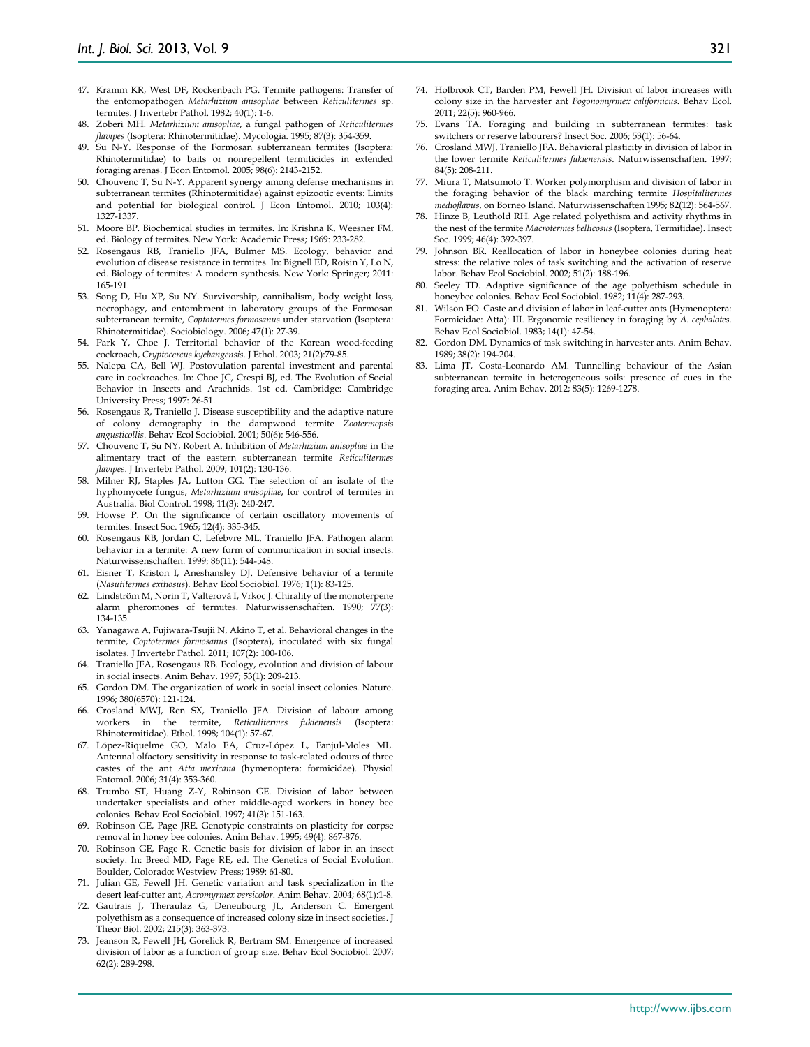47. Kramm KR, West DF, Rockenbach PG. Termite pathogens: Transfer of the entomopathogen *Metarhizium anisopliae* between *Reticulitermes* sp. termites. J Invertebr Pathol. 1982; 40(1): 1-6.
48. Zoberi MH. *Metarhizium anisopliae*, a fungal pathogen of *Reticulitermes flavipes* (Isoptera: Rhinotermitidae). Mycologia. 1995; 87(3): 354-359.
49. Su N-Y. Response of the Formosan subterranean termites (Isoptera: Rhinotermitidae) to baits or nonrepellent termiticides in extended foraging arenas. J Econ Entomol. 2005; 98(6): 2143-2152.
50. Chouvenc T, Su N-Y. Apparent synergy among defense mechanisms in subterranean termites (Rhinotermitidae) against epizootic events: Limits and potential for biological control. J Econ Entomol. 2010; 103(4): 1327-1337.
51. Moore BP. Biochemical studies in termites. In: Krishna K, Weesner FM, ed. Biology of termites. New York: Academic Press; 1969: 233-282.
52. Rosengaus RB, Traniello JFA, Bulmer MS. Ecology, behavior and evolution of disease resistance in termites. In: Bignell ED, Roisin Y, Lo N, ed. Biology of termites: A modern synthesis. New York: Springer; 2011: 165-191.
53. Song D, Hu XP, Su NY. Survivorship, cannibalism, body weight loss, necrophagy, and entombment in laboratory groups of the Formosan subterranean termite, *Coptotermes formosanus* under starvation (Isoptera: Rhinotermitidae). Sociobiology. 2006; 47(1): 27-39.
54. Park Y, Choe J. Territorial behavior of the Korean wood-feeding cockroach, *Cryptocercus kyebangensis*. J Ethol. 2003; 21(2):79-85.
55. Nalepa CA, Bell WJ. Postovulation parental investment and parental care in cockroaches. In: Choe JC, Crespi BJ, ed. The Evolution of Social Behavior in Insects and Arachnids. 1st ed. Cambridge: Cambridge University Press; 1997: 26-51.
56. Rosengaus R, Traniello J. Disease susceptibility and the adaptive nature of colony demography in the dampwood termite *Zootermopsis angusticollis*. Behav Ecol Sociobiol. 2001; 50(6): 546-556.
57. Chouvenc T, Su NY, Robert A. Inhibition of *Metarhizium anisopliae* in the alimentary tract of the eastern subterranean termite *Reticulitermes flavipes*. J Invertebr Pathol. 2009; 101(2): 130-136.
58. Milner RJ, Staples JA, Lutton GG. The selection of an isolate of the hyphomycete fungus, *Metarhizium anisopliae*, for control of termites in Australia. Biol Control. 1998; 11(3): 240-247.
59. Howse P. On the significance of certain oscillatory movements of termites. Insect Soc. 1965; 12(4): 335-345.
60. Rosengaus RB, Jordan C, Lefebvre ML, Traniello JFA. Pathogen alarm behavior in a termite: A new form of communication in social insects. Naturwissenschaften. 1999; 86(11): 544-548.
61. Eisner T, Kriston I, Aneshansley DJ. Defensive behavior of a termite (*Nasutitermes exitiosus*). Behav Ecol Sociobiol. 1976; 1(1): 83-125.
62. Lindström M, Norin T, Valterová I, Vrkoc J. Chirality of the monoterpene alarm pheromones of termites. Naturwissenschaften. 1990; 77(3): 134-135.
63. Yanagawa A, Fujiwara-Tsujii N, Akino T, et al. Behavioral changes in the termite, *Coptotermes formosanus* (Isoptera), inoculated with six fungal isolates. J Invertebr Pathol. 2011; 107(2): 100-106.
64. Traniello JFA, Rosengaus RB. Ecology, evolution and division of labour in social insects. Anim Behav. 1997; 53(1): 209-213.
65. Gordon DM. The organization of work in social insect colonies. Nature. 1996; 380(6570): 121-124.
66. Crosland MWJ, Ren SX, Traniello JFA. Division of labour among workers in the termite, *Reticulitermes fukienensis* (Isoptera: Rhinotermitidae). Ethol. 1998; 104(1): 57-67.
67. López-Riquelme GO, Malo EA, Cruz-López L, Fanjul-Moles ML. Antennal olfactory sensitivity in response to task-related odours of three castes of the ant *Atta mexicana* (hymenoptera: formicidae). Physiol Entomol. 2006; 31(4): 353-360.
68. Trumbo ST, Huang Z-Y, Robinson GE. Division of labor between undertaker specialists and other middle-aged workers in honey bee colonies. Behav Ecol Sociobiol. 1997; 41(3): 151-163.
69. Robinson GE, Page JRE. Genotypic constraints on plasticity for corpse removal in honey bee colonies. Anim Behav. 1995; 49(4): 867-876.
70. Robinson GE, Page R. Genetic basis for division of labor in an insect society. In: Breed MD, Page RE, ed. The Genetics of Social Evolution. Boulder, Colorado: Westview Press; 1989: 61-80.
71. Julian GE, Fewell JH. Genetic variation and task specialization in the desert leaf-cutter ant, *Acromyrmex versicolor*. Anim Behav. 2004; 68(1):1-8.
72. Gautrais J, Theraulaz G, Deneubourg JL, Anderson C. Emergent polyethism as a consequence of increased colony size in insect societies. J Theor Biol. 2002; 215(3): 363-373.
73. Jeanson R, Fewell JH, Gorelick R, Bertram SM. Emergence of increased division of labor as a function of group size. Behav Ecol Sociobiol. 2007; 62(2): 289-298.
74. Holbrook CT, Barden PM, Fewell JH. Division of labor increases with colony size in the harvester ant *Pogonomyrmex californicus*. Behav Ecol. 2011; 22(5): 960-966.
75. Evans TA. Foraging and building in subterranean termites: task switchers or reserve labourers? Insect Soc. 2006; 53(1): 56-64.
76. Crosland MWJ, Traniello JFA. Behavioral plasticity in division of labor in the lower termite *Reticulitermes fukienensis*. Naturwissenschaften. 1997; 84(5): 208-211.
77. Miura T, Matsumoto T. Worker polymorphism and division of labor in the foraging behavior of the black marching termite *Hospitalitermes medioflavus*, on Borneo Island. Naturwissenschaften 1995; 82(12): 564-567.
78. Hinze B, Leuthold RH. Age related polyethism and activity rhythms in the nest of the termite *Macrotermes bellicosus* (Isoptera, Termitidae). Insect Soc. 1999; 46(4): 392-397.
79. Johnson BR. Reallocation of labor in honeybee colonies during heat stress: the relative roles of task switching and the activation of reserve labor. Behav Ecol Sociobiol. 2002; 51(2): 188-196.
80. Seeley TD. Adaptive significance of the age polyethism schedule in honeybee colonies. Behav Ecol Sociobiol. 1982; 11(4): 287-293.
81. Wilson EO. Caste and division of labor in leaf-cutter ants (Hymenoptera: Formicidae: Atta): III. Ergonomic resiliency in foraging by *A. cephalotes*. Behav Ecol Sociobiol. 1983; 14(1): 47-54.
82. Gordon DM. Dynamics of task switching in harvester ants. Anim Behav. 1989; 38(2): 194-204.
83. Lima JT, Costa-Leonardo AM. Tunnelling behaviour of the Asian subterranean termite in heterogeneous soils: presence of cues in the foraging area. Anim Behav. 2012; 83(5): 1269-1278.